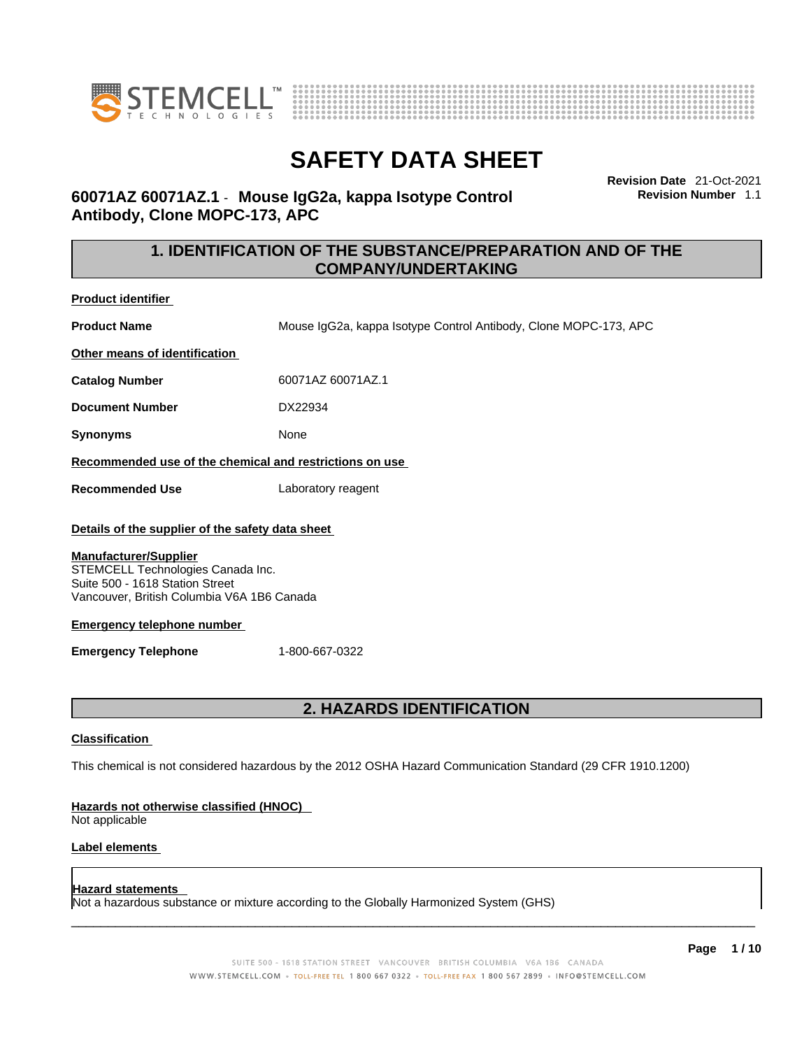# SAFETY DATA SHEET

## 60071AZ 60071AZ.1 - Mouse IgG2a, kappa Isotype Control Antibody, Clone MOPC-173, APC

**Revision Date** 21-Oct-2021
**Revision Number** 1.1

## 1. IDENTIFICATION OF THE SUBSTANCE/PREPARATION AND OF THE COMPANY/UNDERTAKING

**Product identifier**

**Product Name** Mouse IgG2a, kappa Isotype Control Antibody, Clone MOPC-173, APC

**Other means of identification**

**Catalog Number** 60071AZ 60071AZ.1

**Document Number** DX22934

**Synonyms** None

**Recommended use of the chemical and restrictions on use**

**Recommended Use** Laboratory reagent

**Details of the supplier of the safety data sheet**

**Manufacturer/Supplier**
STEMCELL Technologies Canada Inc.
Suite 500 - 1618 Station Street
Vancouver, British Columbia V6A 1B6 Canada

**Emergency telephone number**

**Emergency Telephone** 1-800-667-0322

## 2. HAZARDS IDENTIFICATION

**Classification**

This chemical is not considered hazardous by the 2012 OSHA Hazard Communication Standard (29 CFR 1910.1200)

**Hazards not otherwise classified (HNOC)**
Not applicable

**Label elements**

**Hazard statements**
Not a hazardous substance or mixture according to the Globally Harmonized System (GHS)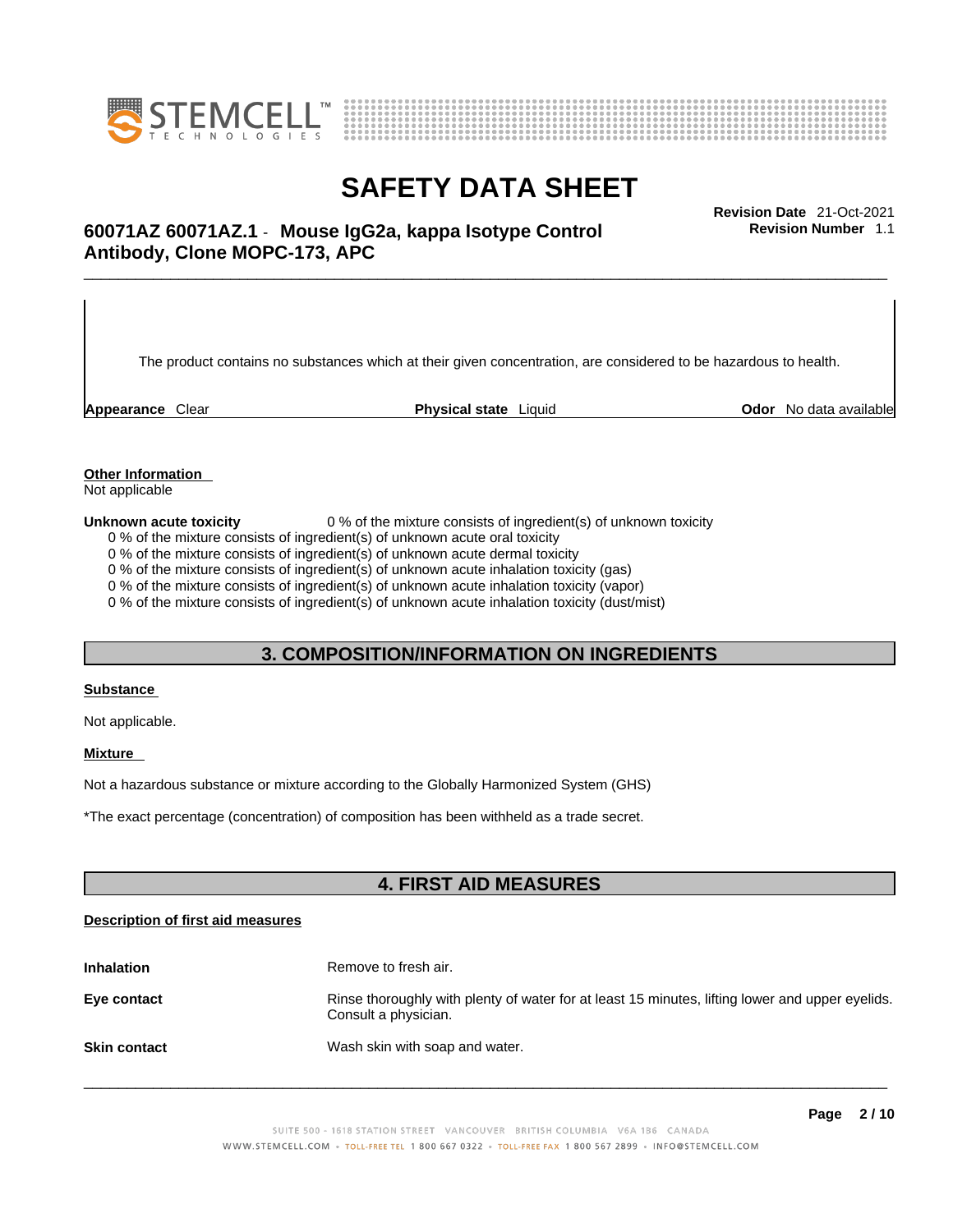The product contains no substances which at their given concentration, are considered to be hazardous to health.

**Appearance** Clear **Physical state** Liquid **Odor** No data available

**Other Information**

Not applicable

**Unknown acute toxicity** 0 % of the mixture consists of ingredient(s) of unknown toxicity

0 % of the mixture consists of ingredient(s) of unknown acute oral toxicity
0 % of the mixture consists of ingredient(s) of unknown acute dermal toxicity
0 % of the mixture consists of ingredient(s) of unknown acute inhalation toxicity (gas)
0 % of the mixture consists of ingredient(s) of unknown acute inhalation toxicity (vapor)
0 % of the mixture consists of ingredient(s) of unknown acute inhalation toxicity (dust/mist)

## 3. COMPOSITION/INFORMATION ON INGREDIENTS

**Substance**

Not applicable.

**Mixture**

Not a hazardous substance or mixture according to the Globally Harmonized System (GHS)

*The exact percentage (concentration) of composition has been withheld as a trade secret.

## 4. FIRST AID MEASURES

**Description of first aid measures**

**Inhalation** Remove to fresh air.

**Eye contact** Rinse thoroughly with plenty of water for at least 15 minutes, lifting lower and upper eyelids. Consult a physician.

**Skin contact** Wash skin with soap and water.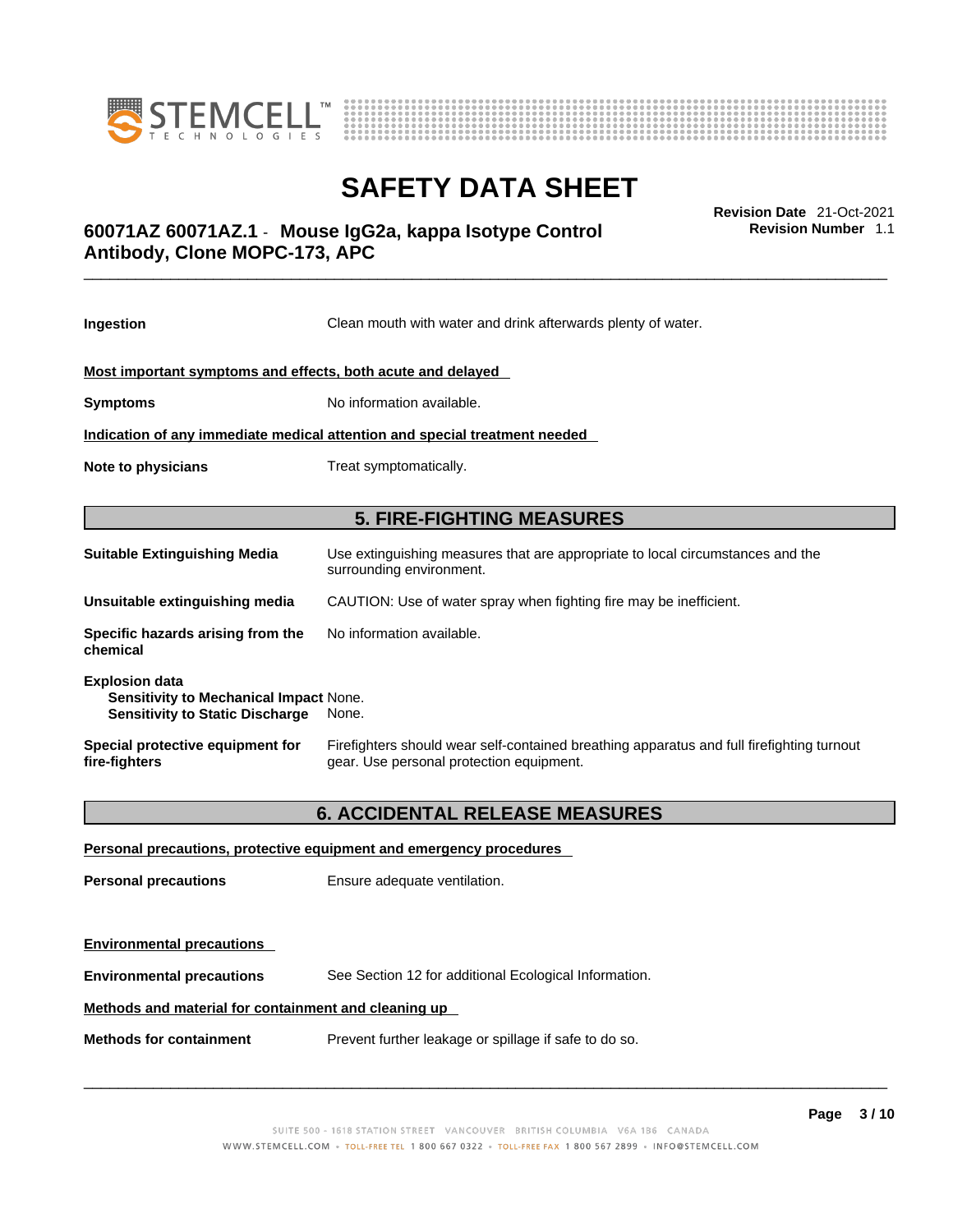**Ingestion** Clean mouth with water and drink afterwards plenty of water.

**Most important symptoms and effects, both acute and delayed**

**Symptoms** No information available.

**Indication of any immediate medical attention and special treatment needed**

**Note to physicians** Treat symptomatically.

## 5. FIRE-FIGHTING MEASURES

**Suitable Extinguishing Media** Use extinguishing measures that are appropriate to local circumstances and the surrounding environment.

**Unsuitable extinguishing media** CAUTION: Use of water spray when fighting fire may be inefficient.

**Specific hazards arising from the chemical** No information available.

**Explosion data**
**Sensitivity to Mechanical Impact** None.
**Sensitivity to Static Discharge** None.

**Special protective equipment for fire-fighters** Firefighters should wear self-contained breathing apparatus and full firefighting turnout gear. Use personal protection equipment.

## 6. ACCIDENTAL RELEASE MEASURES

**Personal precautions, protective equipment and emergency procedures**

**Personal precautions** Ensure adequate ventilation.

**Environmental precautions**

**Environmental precautions** See Section 12 for additional Ecological Information.

**Methods and material for containment and cleaning up**

**Methods for containment** Prevent further leakage or spillage if safe to do so.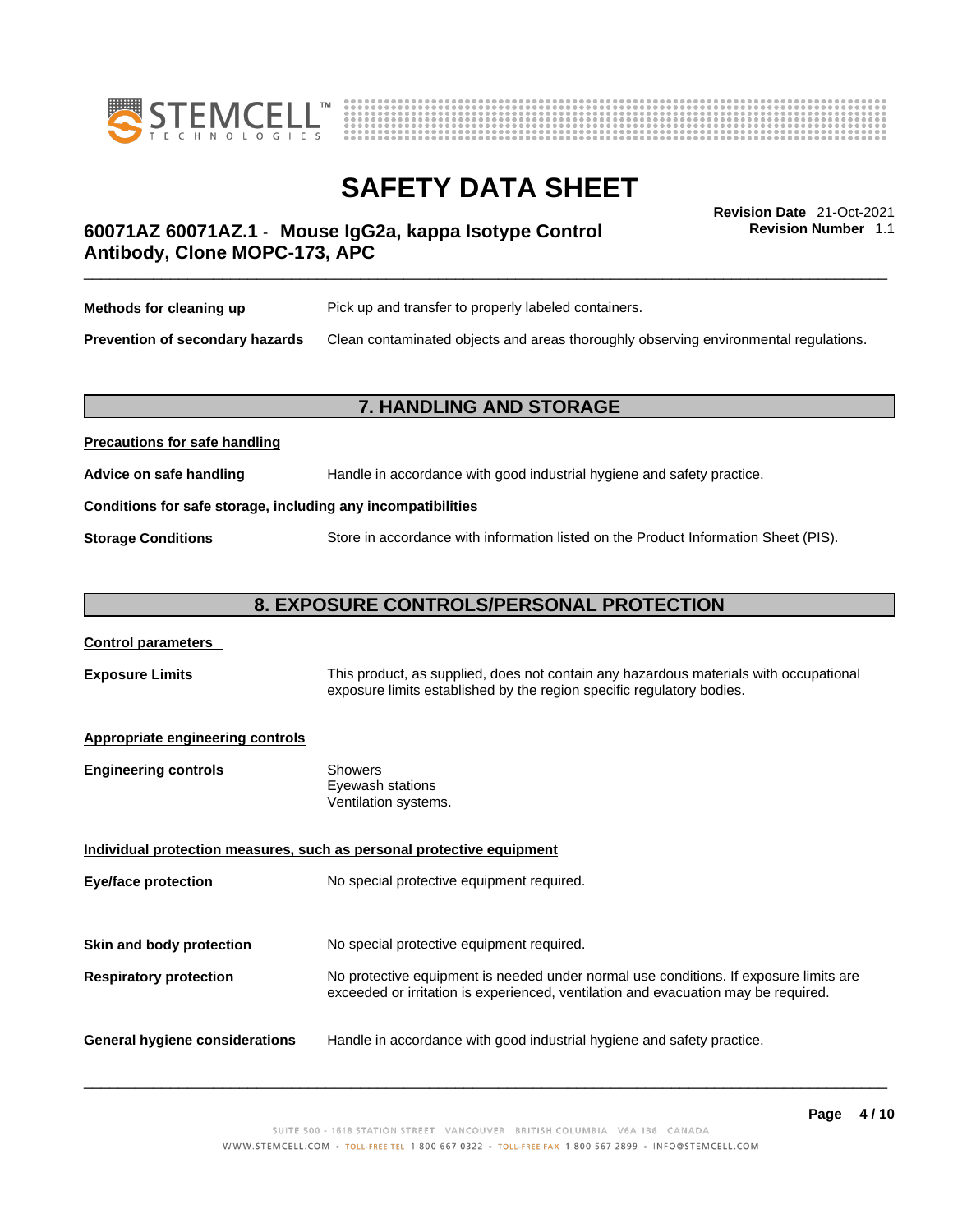**Methods for cleaning up** Pick up and transfer to properly labeled containers.

**Prevention of secondary hazards** Clean contaminated objects and areas thoroughly observing environmental regulations.

## 7. HANDLING AND STORAGE

**Precautions for safe handling**

**Advice on safe handling** Handle in accordance with good industrial hygiene and safety practice.

**Conditions for safe storage, including any incompatibilities**

**Storage Conditions** Store in accordance with information listed on the Product Information Sheet (PIS).

## 8. EXPOSURE CONTROLS/PERSONAL PROTECTION

**Control parameters**

**Exposure Limits** This product, as supplied, does not contain any hazardous materials with occupational exposure limits established by the region specific regulatory bodies.

**Appropriate engineering controls**

**Engineering controls**
- Showers
- Eyewash stations
- Ventilation systems.

**Individual protection measures, such as personal protective equipment**

**Eye/face protection** No special protective equipment required.

**Skin and body protection** No special protective equipment required.

**Respiratory protection** No protective equipment is needed under normal use conditions. If exposure limits are exceeded or irritation is experienced, ventilation and evacuation may be required.

**General hygiene considerations** Handle in accordance with good industrial hygiene and safety practice.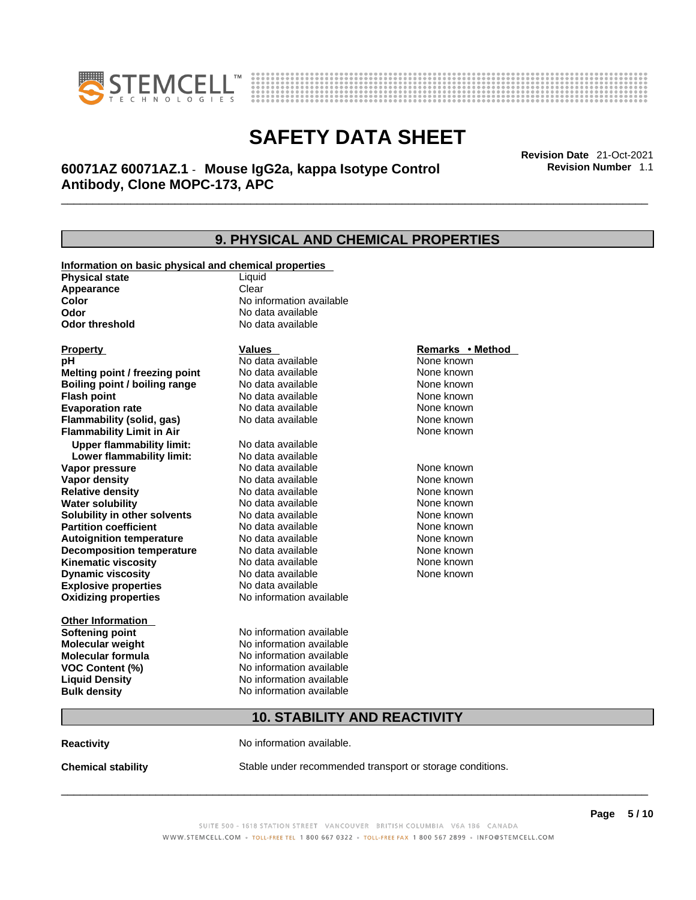# SAFETY DATA SHEET

## 60071AZ 60071AZ.1 - Mouse IgG2a, kappa Isotype Control Antibody, Clone MOPC-173, APC

**Revision Date** 21-Oct-2021
**Revision Number** 1.1

## 9. PHYSICAL AND CHEMICAL PROPERTIES

**Information on basic physical and chemical properties**

| | |
|---|---|
| **Physical state** | Liquid |
| **Appearance** | Clear |
| **Color** | No information available |
| **Odor** | No data available |
| **Odor threshold** | No data available |

| Property | Values | Remarks • Method |
|---|---|---|
| **pH** | No data available | None known |
| **Melting point / freezing point** | No data available | None known |
| **Boiling point / boiling range** | No data available | None known |
| **Flash point** | No data available | None known |
| **Evaporation rate** | No data available | None known |
| **Flammability (solid, gas)** | No data available | None known |
| **Flammability Limit in Air** | | None known |
| **Upper flammability limit:** | No data available | |
| **Lower flammability limit:** | No data available | |
| **Vapor pressure** | No data available | None known |
| **Vapor density** | No data available | None known |
| **Relative density** | No data available | None known |
| **Water solubility** | No data available | None known |
| **Solubility in other solvents** | No data available | None known |
| **Partition coefficient** | No data available | None known |
| **Autoignition temperature** | No data available | None known |
| **Decomposition temperature** | No data available | None known |
| **Kinematic viscosity** | No data available | None known |
| **Dynamic viscosity** | No data available | None known |
| **Explosive properties** | No data available | |
| **Oxidizing properties** | No information available | |

**Other Information**

| | |
|---|---|
| **Softening point** | No information available |
| **Molecular weight** | No information available |
| **Molecular formula** | No information available |
| **VOC Content (%)** | No information available |
| **Liquid Density** | No information available |
| **Bulk density** | No information available |

## 10. STABILITY AND REACTIVITY

**Reactivity** No information available.

**Chemical stability** Stable under recommended transport or storage conditions.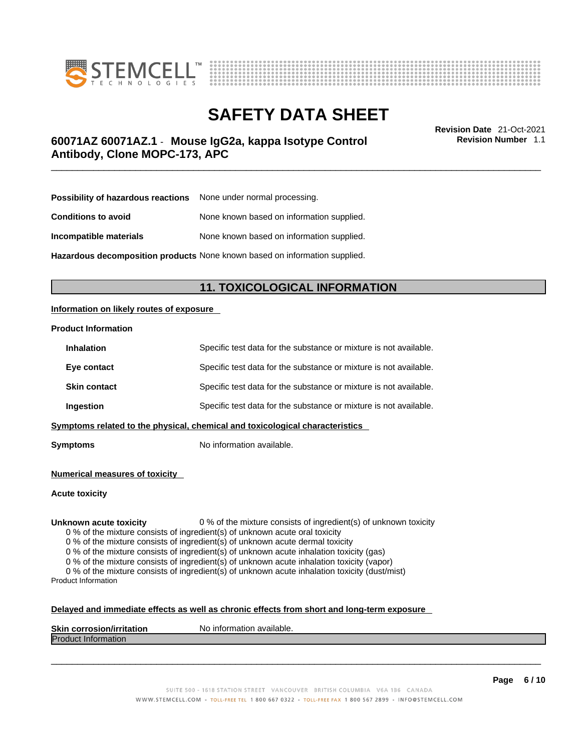**Possibility of hazardous reactions** None under normal processing.

**Conditions to avoid** None known based on information supplied.

**Incompatible materials** None known based on information supplied.

**Hazardous decomposition products** None known based on information supplied.

## 11. TOXICOLOGICAL INFORMATION

**Information on likely routes of exposure**

**Product Information**

| | |
|---|---|
| **Inhalation** | Specific test data for the substance or mixture is not available. |
| **Eye contact** | Specific test data for the substance or mixture is not available. |
| **Skin contact** | Specific test data for the substance or mixture is not available. |
| **Ingestion** | Specific test data for the substance or mixture is not available. |

**Symptoms related to the physical, chemical and toxicological characteristics**

**Symptoms** No information available.

**Numerical measures of toxicity**

**Acute toxicity**

**Unknown acute toxicity** 0 % of the mixture consists of ingredient(s) of unknown toxicity

0 % of the mixture consists of ingredient(s) of unknown acute oral toxicity
0 % of the mixture consists of ingredient(s) of unknown acute dermal toxicity
0 % of the mixture consists of ingredient(s) of unknown acute inhalation toxicity (gas)
0 % of the mixture consists of ingredient(s) of unknown acute inhalation toxicity (vapor)
0 % of the mixture consists of ingredient(s) of unknown acute inhalation toxicity (dust/mist)

Product Information

**Delayed and immediate effects as well as chronic effects from short and long-term exposure**

**Skin corrosion/irritation** No information available.

Product Information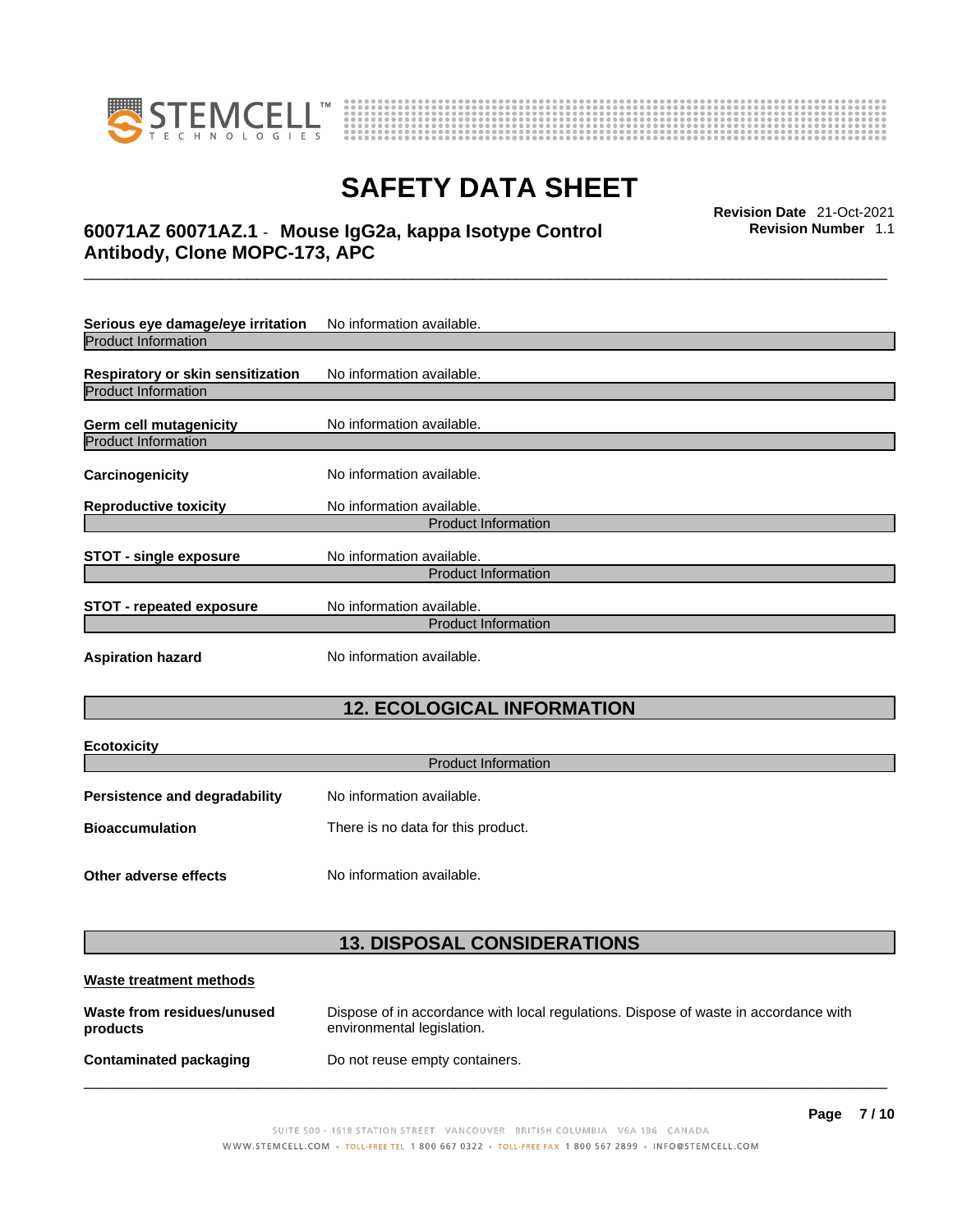**Serious eye damage/eye irritation** No information available.

Product Information

**Respiratory or skin sensitization** No information available.

Product Information

**Germ cell mutagenicity** No information available.

Product Information

**Carcinogenicity** No information available.

**Reproductive toxicity** No information available.

Product Information

**STOT - single exposure** No information available.

Product Information

**STOT - repeated exposure** No information available.

Product Information

**Aspiration hazard** No information available.

## 12. ECOLOGICAL INFORMATION

**Ecotoxicity**

Product Information

**Persistence and degradability** No information available.

**Bioaccumulation** There is no data for this product.

**Other adverse effects** No information available.

## 13. DISPOSAL CONSIDERATIONS

**Waste treatment methods**

**Waste from residues/unused products** Dispose of in accordance with local regulations. Dispose of waste in accordance with environmental legislation.

**Contaminated packaging** Do not reuse empty containers.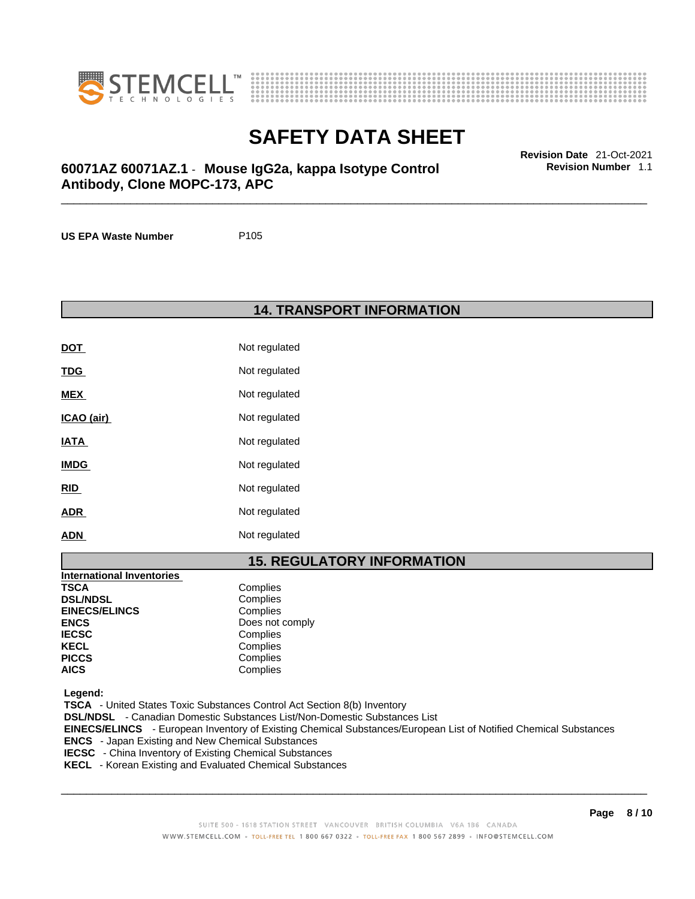**US EPA Waste Number** P105

## 14. TRANSPORT INFORMATION

| | |
|---|---|
| **DOT** | Not regulated |
| **TDG** | Not regulated |
| **MEX** | Not regulated |
| **ICAO (air)** | Not regulated |
| **IATA** | Not regulated |
| **IMDG** | Not regulated |
| **RID** | Not regulated |
| **ADR** | Not regulated |
| **ADN** | Not regulated |

## 15. REGULATORY INFORMATION

**International Inventories**

| | |
|---|---|
| **TSCA** | Complies |
| **DSL/NDSL** | Complies |
| **EINECS/ELINCS** | Complies |
| **ENCS** | Does not comply |
| **IECSC** | Complies |
| **KECL** | Complies |
| **PICCS** | Complies |
| **AICS** | Complies |

**Legend:**
**TSCA** - United States Toxic Substances Control Act Section 8(b) Inventory
**DSL/NDSL** - Canadian Domestic Substances List/Non-Domestic Substances List
**EINECS/ELINCS** - European Inventory of Existing Chemical Substances/European List of Notified Chemical Substances
**ENCS** - Japan Existing and New Chemical Substances
**IECSC** - China Inventory of Existing Chemical Substances
**KECL** - Korean Existing and Evaluated Chemical Substances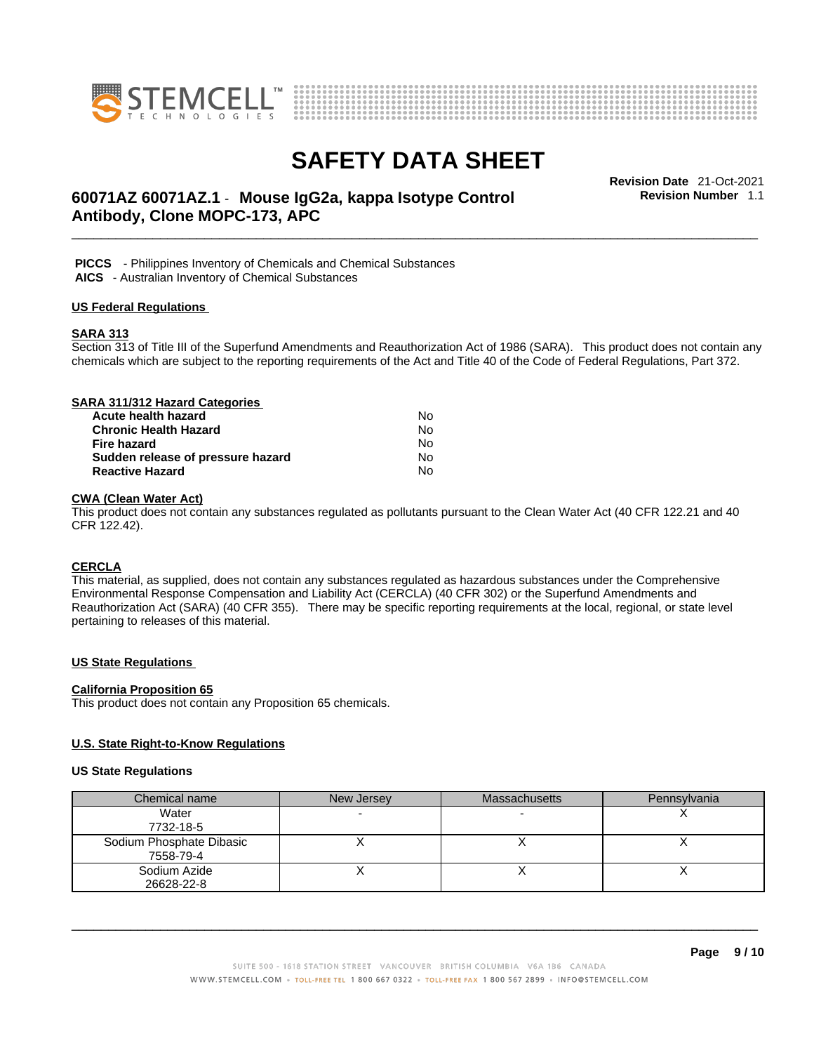**PICCS** - Philippines Inventory of Chemicals and Chemical Substances
**AICS** - Australian Inventory of Chemical Substances

## US Federal Regulations

### SARA 313

Section 313 of Title III of the Superfund Amendments and Reauthorization Act of 1986 (SARA). This product does not contain any chemicals which are subject to the reporting requirements of the Act and Title 40 of the Code of Federal Regulations, Part 372.

### SARA 311/312 Hazard Categories

| | |
|---|---|
| **Acute health hazard** | No |
| **Chronic Health Hazard** | No |
| **Fire hazard** | No |
| **Sudden release of pressure hazard** | No |
| **Reactive Hazard** | No |

### CWA (Clean Water Act)

This product does not contain any substances regulated as pollutants pursuant to the Clean Water Act (40 CFR 122.21 and 40 CFR 122.42).

### CERCLA

This material, as supplied, does not contain any substances regulated as hazardous substances under the Comprehensive Environmental Response Compensation and Liability Act (CERCLA) (40 CFR 302) or the Superfund Amendments and Reauthorization Act (SARA) (40 CFR 355). There may be specific reporting requirements at the local, regional, or state level pertaining to releases of this material.

## US State Regulations

### California Proposition 65

This product does not contain any Proposition 65 chemicals.

### U.S. State Right-to-Know Regulations

**US State Regulations**

| Chemical name | New Jersey | Massachusetts | Pennsylvania |
|---|---|---|---|
| Water<br>7732-18-5 | - | - | X |
| Sodium Phosphate Dibasic<br>7558-79-4 | X | X | X |
| Sodium Azide<br>26628-22-8 | X | X | X |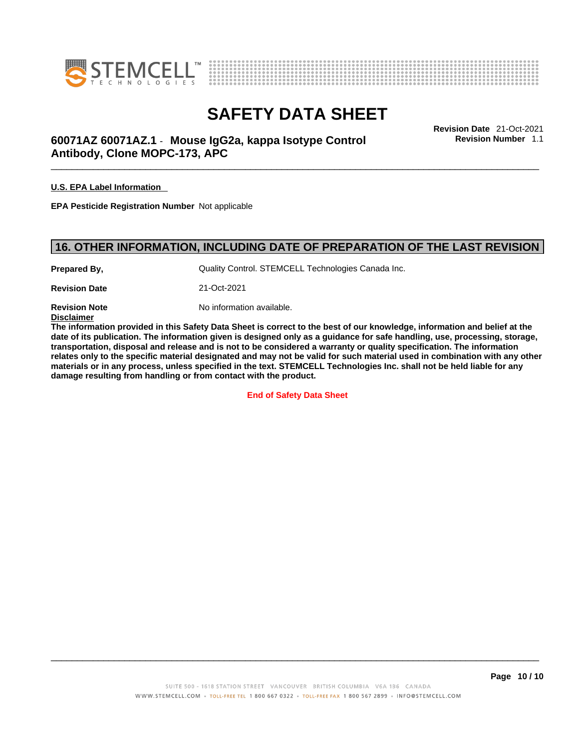**U.S. EPA Label Information**

**EPA Pesticide Registration Number** Not applicable

## 16. OTHER INFORMATION, INCLUDING DATE OF PREPARATION OF THE LAST REVISION

**Prepared By,** Quality Control. STEMCELL Technologies Canada Inc.

**Revision Date** 21-Oct-2021

**Revision Note** No information available.

**Disclaimer**

**The information provided in this Safety Data Sheet is correct to the best of our knowledge, information and belief at the date of its publication. The information given is designed only as a guidance for safe handling, use, processing, storage, transportation, disposal and release and is not to be considered a warranty or quality specification. The information relates only to the specific material designated and may not be valid for such material used in combination with any other materials or in any process, unless specified in the text. STEMCELL Technologies Inc. shall not be held liable for any damage resulting from handling or from contact with the product.**

**End of Safety Data Sheet**